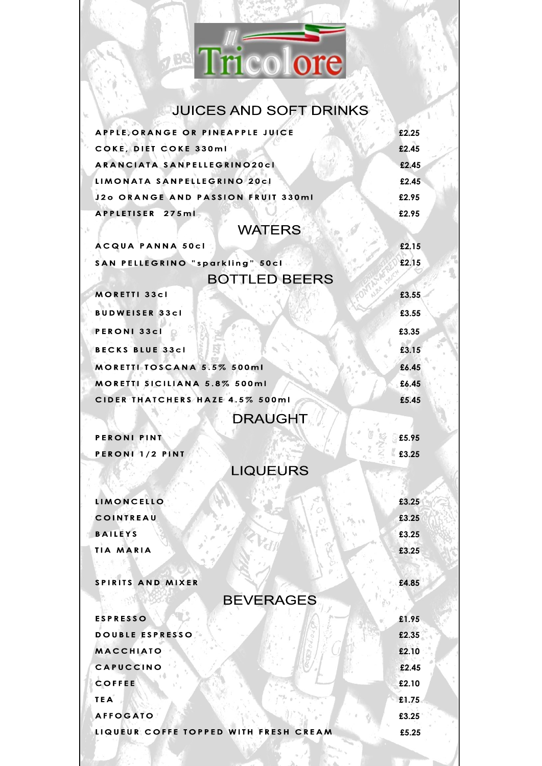# Il Tricolore

## JUICES AND SOFT DRINKS

| Item | Price |
|---|---|
| APPLE,ORANGE OR PINEAPPLE JUICE | £2.25 |
| COKE, DIET COKE 330ml | £2.45 |
| ARANCIATA SANPELLEGRINO20cl | £2.45 |
| LIMONATA SANPELLEGRINO 20cl | £2.45 |
| J2o ORANGE AND PASSION FRUIT 330ml | £2.95 |
| APPLETISER 275ml | £2.95 |

## WATERS

| Item | Price |
|---|---|
| ACQUA PANNA 50cl | £2.15 |
| SAN PELLEGRINO "sparkling" 50cl | £2.15 |

## BOTTLED BEERS

| Item | Price |
|---|---|
| MORETTI 33cl | £3.55 |
| BUDWEISER 33cl | £3.55 |
| PERONI 33cl | £3.35 |
| BECKS BLUE 33cl | £3.15 |
| MORETTI TOSCANA 5.5% 500ml | £6.45 |
| MORETTI SICILIANA 5.8% 500ml | £6.45 |
| CIDER THATCHERS HAZE 4.5% 500ml | £5.45 |

## DRAUGHT

| Item | Price |
|---|---|
| PERONI PINT | £5.95 |
| PERONI 1/2 PINT | £3.25 |

## LIQUEURS

| Item | Price |
|---|---|
| LIMONCELLO | £3.25 |
| COINTREAU | £3.25 |
| BAILEYS | £3.25 |
| TIA MARIA | £3.25 |
| SPIRITS AND MIXER | £4.85 |

## BEVERAGES

| Item | Price |
|---|---|
| ESPRESSO | £1.95 |
| DOUBLE ESPRESSO | £2.35 |
| MACCHIATO | £2.10 |
| CAPUCCINO | £2.45 |
| COFFEE | £2.10 |
| TEA | £1.75 |
| AFFOGATO | £3.25 |
| LIQUEUR COFFE TOPPED WITH FRESH CREAM | £5.25 |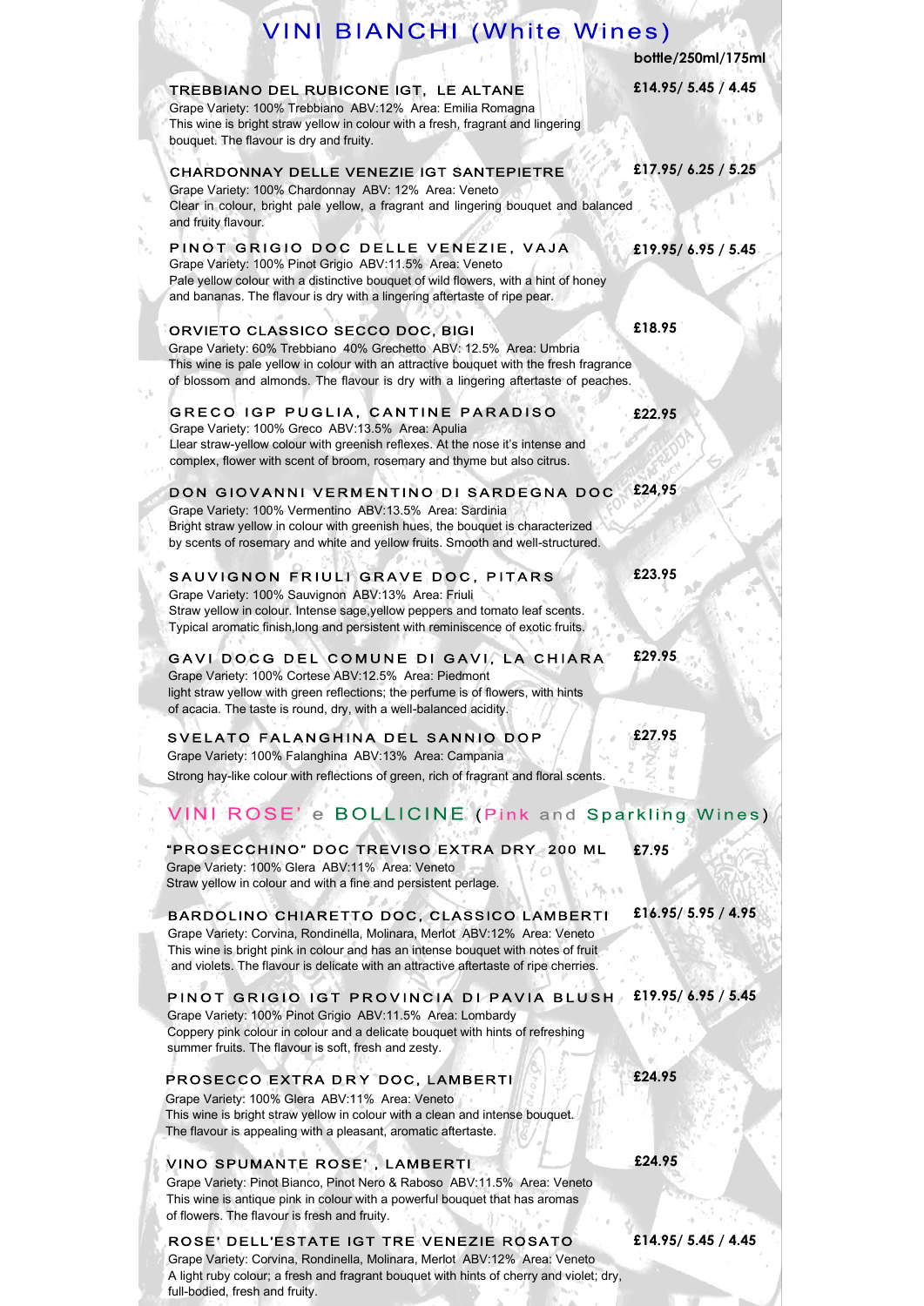# VINI BIANCHI (White Wines)

**bottle/250ml/175ml**

### TREBBIANO DEL RUBICONE IGT, LE ALTANE — £14.95/ 5.45 / 4.45

Grape Variety: 100% Trebbiano ABV:12% Area: Emilia Romagna
This wine is bright straw yellow in colour with a fresh, fragrant and lingering bouquet. The flavour is dry and fruity.

### CHARDONNAY DELLE VENEZIE IGT SANTEPIETRE — £17.95/ 6.25 / 5.25

Grape Variety: 100% Chardonnay ABV: 12% Area: Veneto
Clear in colour, bright pale yellow, a fragrant and lingering bouquet and balanced and fruity flavour.

### PINOT GRIGIO DOC DELLE VENEZIE, VAJA — £19.95/ 6.95 / 5.45

Grape Variety: 100% Pinot Grigio ABV:11.5% Area: Veneto
Pale yellow colour with a distinctive bouquet of wild flowers, with a hint of honey and bananas. The flavour is dry with a lingering aftertaste of ripe pear.

### ORVIETO CLASSICO SECCO DOC, BIGI — £18.95

Grape Variety: 60% Trebbiano 40% Grechetto ABV: 12.5% Area: Umbria
This wine is pale yellow in colour with an attractive bouquet with the fresh fragrance of blossom and almonds. The flavour is dry with a lingering aftertaste of peaches.

### GRECO IGP PUGLIA, CANTINE PARADISO — £22.95

Grape Variety: 100% Greco ABV:13.5% Area: Apulia
Llear straw-yellow colour with greenish reflexes. At the nose it's intense and complex, flower with scent of broom, rosemary and thyme but also citrus.

### DON GIOVANNI VERMENTINO DI SARDEGNA DOC — £24,95

Grape Variety: 100% Vermentino ABV:13.5% Area: Sardinia
Bright straw yellow in colour with greenish hues, the bouquet is characterized by scents of rosemary and white and yellow fruits. Smooth and well-structured.

### SAUVIGNON FRIULI GRAVE DOC, PITARS — £23.95

Grape Variety: 100% Sauvignon ABV:13% Area: Friuli
Straw yellow in colour. Intense sage,yellow peppers and tomato leaf scents. Typical aromatic finish,long and persistent with reminiscence of exotic fruits.

### GAVI DOCG DEL COMUNE DI GAVI, LA CHIARA — £29.95

Grape Variety: 100% Cortese ABV:12.5% Area: Piedmont
light straw yellow with green reflections; the perfume is of flowers, with hints of acacia. The taste is round, dry, with a well-balanced acidity.

### SVELATO FALANGHINA DEL SANNIO DOP — £27.95

Grape Variety: 100% Falanghina ABV:13% Area: Campania
Strong hay-like colour with reflections of green, rich of fragrant and floral scents.

# VINI ROSE' e BOLLICINE (Pink and Sparkling Wines)

### "PROSECCHINO" DOC TREVISO EXTRA DRY 200 ML — £7.95

Grape Variety: 100% Glera ABV:11% Area: Veneto
Straw yellow in colour and with a fine and persistent perlage.

### BARDOLINO CHIARETTO DOC, CLASSICO LAMBERTI — £16.95/ 5.95 / 4.95

Grape Variety: Corvina, Rondinella, Molinara, Merlot ABV:12% Area: Veneto
This wine is bright pink in colour and has an intense bouquet with notes of fruit and violets. The flavour is delicate with an attractive aftertaste of ripe cherries.

### PINOT GRIGIO IGT PROVINCIA DI PAVIA BLUSH — £19.95/ 6.95 / 5.45

Grape Variety: 100% Pinot Grigio ABV:11.5% Area: Lombardy
Coppery pink colour in colour and a delicate bouquet with hints of refreshing summer fruits. The flavour is soft, fresh and zesty.

### PROSECCO EXTRA DRY DOC, LAMBERTI — £24.95

Grape Variety: 100% Glera ABV:11% Area: Veneto
This wine is bright straw yellow in colour with a clean and intense bouquet. The flavour is appealing with a pleasant, aromatic aftertaste.

### VINO SPUMANTE ROSE', LAMBERTI — £24.95

Grape Variety: Pinot Bianco, Pinot Nero & Raboso ABV:11.5% Area: Veneto
This wine is antique pink in colour with a powerful bouquet that has aromas of flowers. The flavour is fresh and fruity.

### ROSE' DELL'ESTATE IGT TRE VENEZIE ROSATO — £14.95/ 5.45 / 4.45

Grape Variety: Corvina, Rondinella, Molinara, Merlot ABV:12% Area: Veneto
A light ruby colour; a fresh and fragrant bouquet with hints of cherry and violet; dry, full-bodied, fresh and fruity.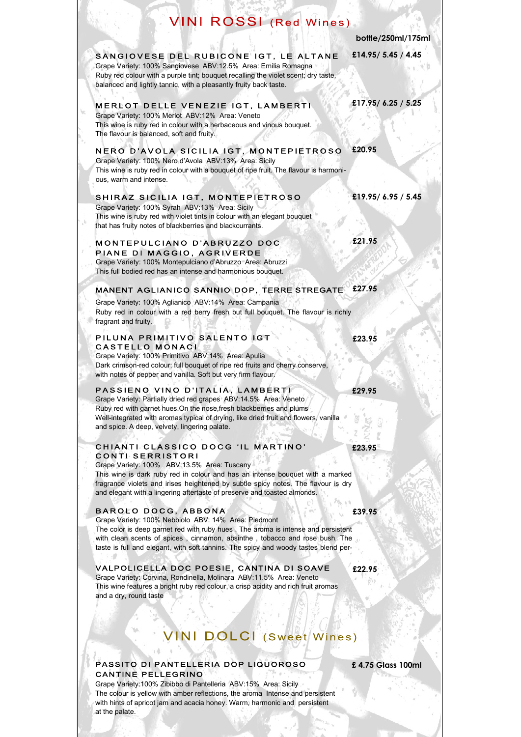# VINI ROSSI (Red Wines)

**bottle/250ml/175ml**

### SANGIOVESE DEL RUBICONE IGT, LE ALTANE — £14.95/ 5.45 / 4.45

Grape Variety: 100% Sangiovese ABV:12.5% Area: Emilia Romagna
Ruby red colour with a purple tint; bouquet recalling the violet scent; dry taste, balanced and lightly tannic, with a pleasantly fruity back taste.

### MERLOT DELLE VENEZIE IGT, LAMBERTI — £17.95/ 6.25 / 5.25

Grape Variety: 100% Merlot ABV:12% Area: Veneto
This wine is ruby red in colour with a herbaceous and vinous bouquet. The flavour is balanced, soft and fruity.

### NERO D'AVOLA SICILIA IGT, MONTEPIETROSO — £20.95

Grape Variety: 100% Nero d'Avola ABV:13% Area: Sicily
This wine is ruby red in colour with a bouquet of ripe fruit. The flavour is harmonious, warm and intense.

### SHIRAZ SICILIA IGT, MONTEPIETROSO — £19.95/ 6.95 / 5.45

Grape Variety: 100% Syrah ABV:13% Area: Sicily
This wine is ruby red with violet tints in colour with an elegant bouquet that has fruity notes of blackberries and blackcurrants.

### MONTEPULCIANO D'ABRUZZO DOC PIANE DI MAGGIO, AGRIVERDE — £21.95

Grape Variety: 100% Montepulciano d'Abruzzo Area: Abruzzi
This full bodied red has an intense and harmonious bouquet.

### MANENT AGLIANICO SANNIO DOP, TERRE STREGATE — £27.95

Grape Variety: 100% Aglianico ABV:14% Area: Campania
Ruby red in colour with a red berry fresh but full bouquet. The flavour is richly fragrant and fruity.

### PILUNA PRIMITIVO SALENTO IGT CASTELLO MONACI — £23.95

Grape Variety: 100% Primitivo ABV:14% Area: Apulia
Dark crimson-red colour; full bouquet of ripe red fruits and cherry conserve, with notes of pepper and vanilla. Soft but very firm flavour.

### PASSIENO VINO D'ITALIA, LAMBERTI — £29.95

Grape Variety: Partially dried red grapes ABV:14.5% Area: Veneto
Ruby red with garnet hues.On the nose,fresh blackberries and plums
Well-integrated with aromas typical of drying, like dried fruit and flowers, vanilla and spice. A deep, velvety, lingering palate.

### CHIANTI CLASSICO DOCG 'IL MARTINO' CONTI SERRISTORI — £23.95

Grape Variety: 100% ABV:13.5% Area: Tuscany
This wine is dark ruby red in colour and has an intense bouquet with a marked fragrance violets and irises heightened by subtle spicy notes. The flavour is dry and elegant with a lingering aftertaste of preserve and toasted almonds.

### BAROLO DOCG, ABBONA — £39.95

Grape Variety: 100% Nebbiolo ABV: 14% Area: Piedmont
The color is deep garnet red with ruby hues . The aroma is intense and persistent with clean scents of spices , cinnamon, absinthe , tobacco and rose bush. The taste is full and elegant, with soft tannins. The spicy and woody tastes blend per-

### VALPOLICELLA DOC POESIE, CANTINA DI SOAVE — £22.95

Grape Variety: Corvina, Rondinella, Molinara ABV:11.5% Area: Veneto
This wine features a bright ruby red colour, a crisp acidity and rich fruit aromas and a dry, round taste

# VINI DOLCI (Sweet Wines)

### PASSITO DI PANTELLERIA DOP LIQUOROSO CANTINE PELLEGRINO — £ 4.75 Glass 100ml

Grape Variety:100% Zibibbo di Pantelleria ABV:15% Area: Sicily
The colour is yellow with amber reflections, the aroma Intense and persistent with hints of apricot jam and acacia honey. Warm, harmonic and persistent at the palate.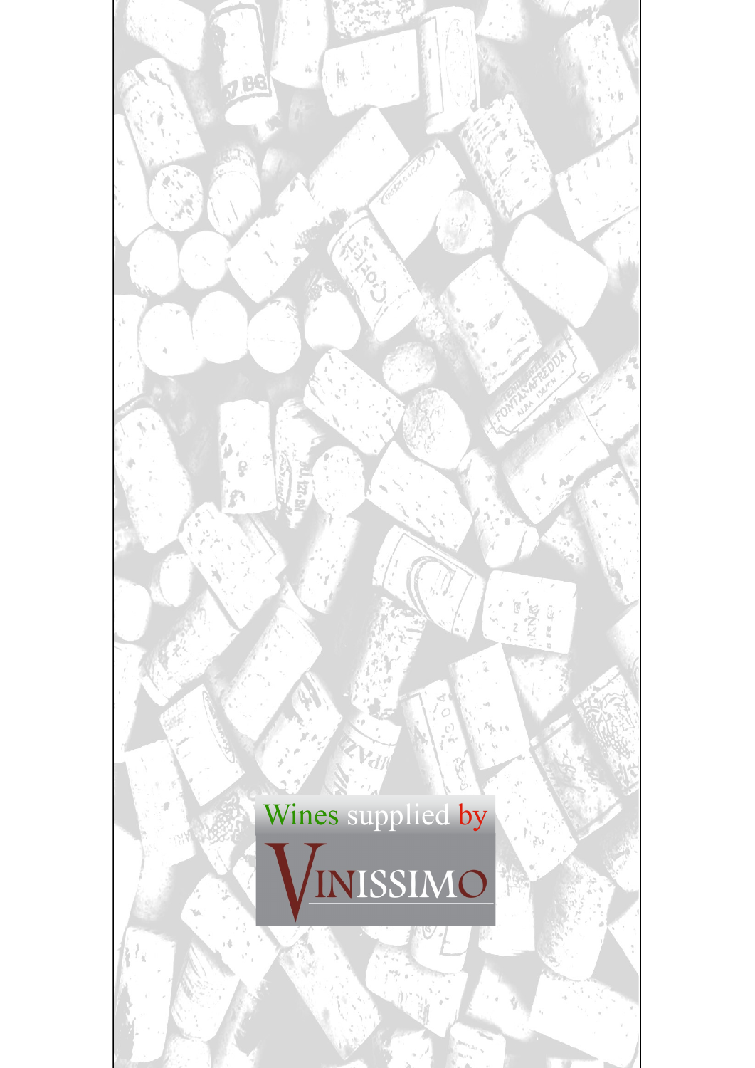Wines supplied by

VINISSIMO